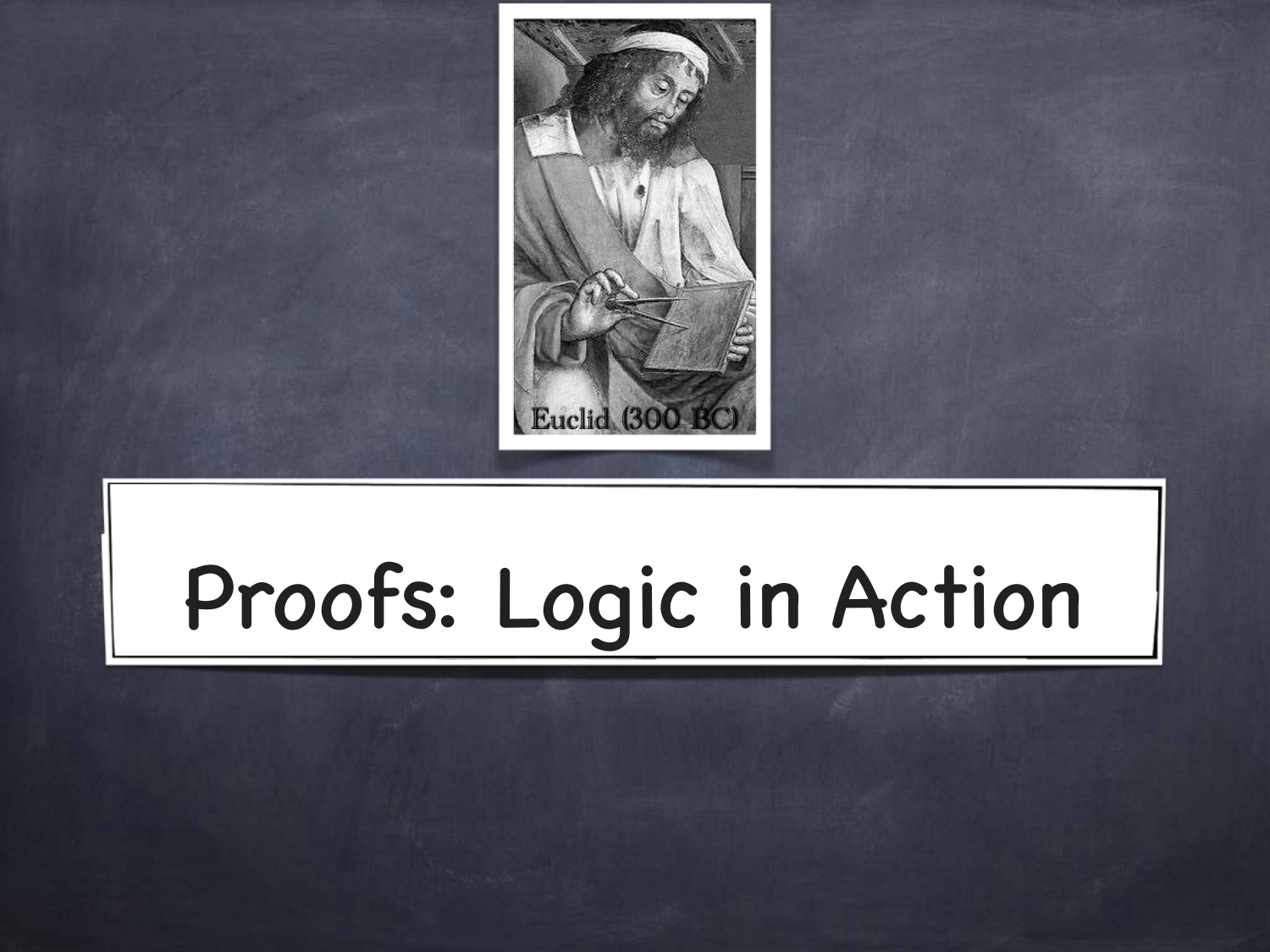Euclid (300 BC)

# Proofs: Logic in Action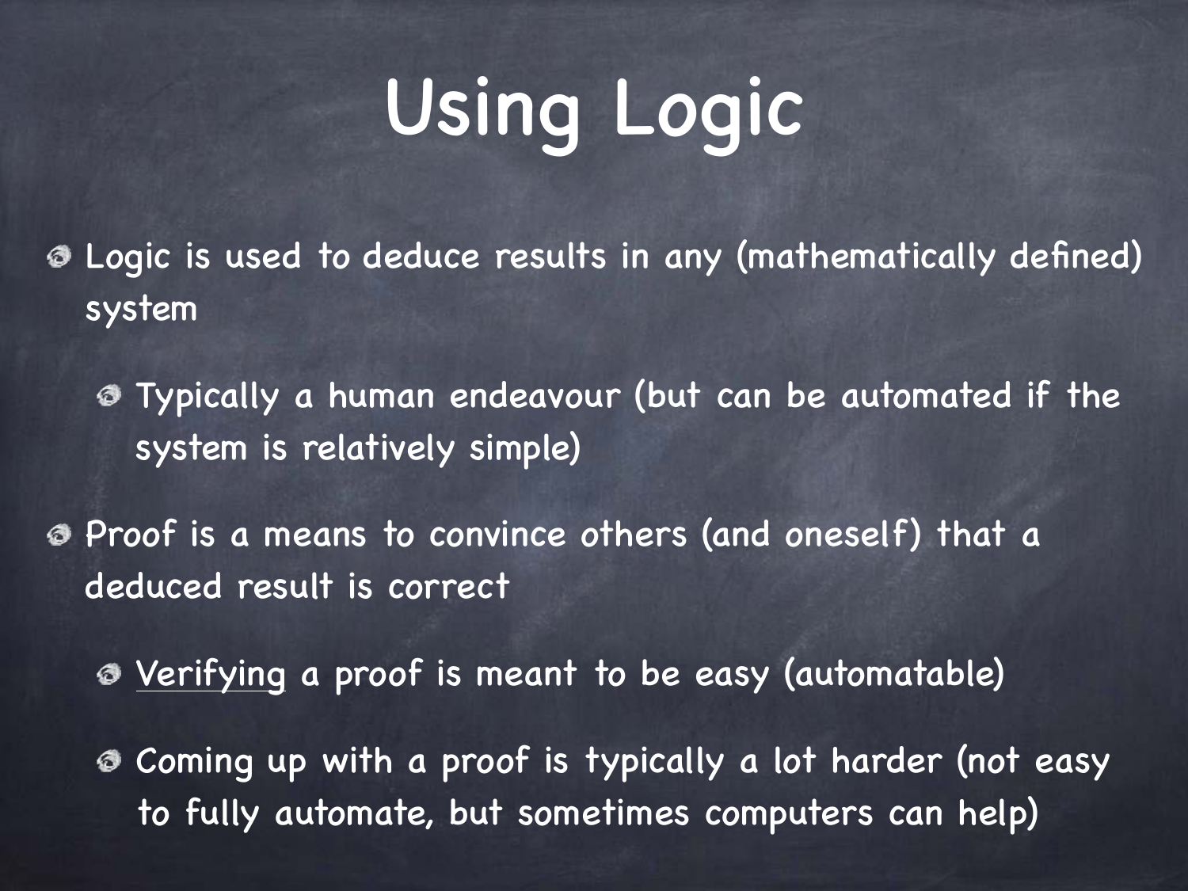# Using Logic

- Logic is used to deduce results in any (mathematically defined) system
  - Typically a human endeavour (but can be automated if the system is relatively simple)
- Proof is a means to convince others (and oneself) that a deduced result is correct
  - <u>Verifying</u> a proof is meant to be easy (automatable)
  - Coming up with a proof is typically a lot harder (not easy to fully automate, but sometimes computers can help)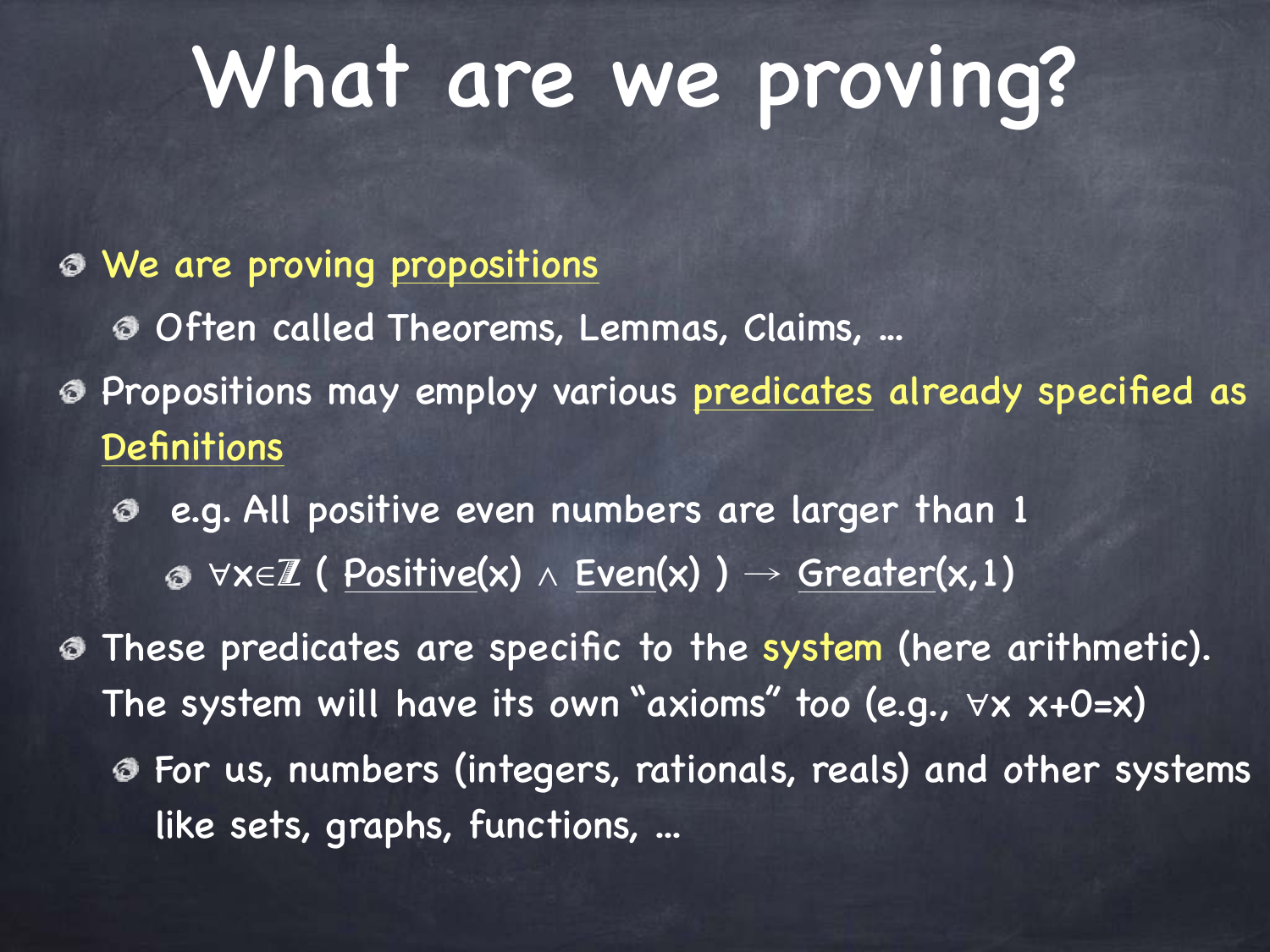# What are we proving?

- We are proving propositions
  - Often called Theorems, Lemmas, Claims, ...
- Propositions may employ various predicates already specified as Definitions
  - e.g. All positive even numbers are larger than 1
    - $\forall x \in \mathbb{Z}$ ( Positive(x) $\wedge$ Even(x) ) $\rightarrow$ Greater(x,1)
- These predicates are specific to the system (here arithmetic). The system will have its own "axioms" too (e.g., $\forall x\ x+0=x$)
  - For us, numbers (integers, rationals, reals) and other systems like sets, graphs, functions, ...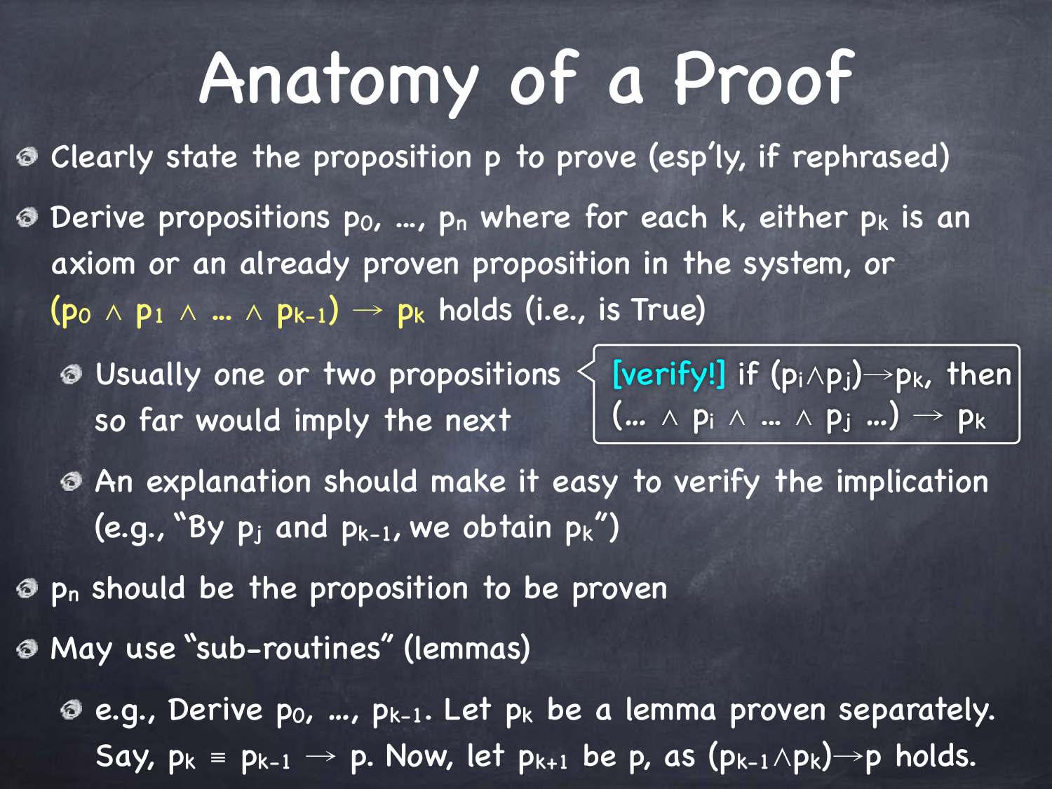# Anatomy of a Proof

- Clearly state the proposition $p$ to prove (esp'ly, if rephrased)
- Derive propositions $p_0, \ldots, p_n$ where for each $k$, either $p_k$ is an axiom or an already proven proposition in the system, or $(p_0 \wedge p_1 \wedge \ldots \wedge p_{k-1}) \rightarrow p_k$ holds (i.e., is True)
  - Usually one or two propositions so far would imply the next
    - [verify!] if $(p_i \wedge p_j) \rightarrow p_k$, then $(\ldots \wedge p_i \wedge \ldots \wedge p_j \ldots) \rightarrow p_k$
  - An explanation should make it easy to verify the implication (e.g., "By $p_j$ and $p_{k-1}$, we obtain $p_k$")
- $p_n$ should be the proposition to be proven
- May use "sub-routines" (lemmas)
  - e.g., Derive $p_0, \ldots, p_{k-1}$. Let $p_k$ be a lemma proven separately. Say, $p_k \equiv p_{k-1} \rightarrow p$. Now, let $p_{k+1}$ be $p$, as $(p_{k-1} \wedge p_k) \rightarrow p$ holds.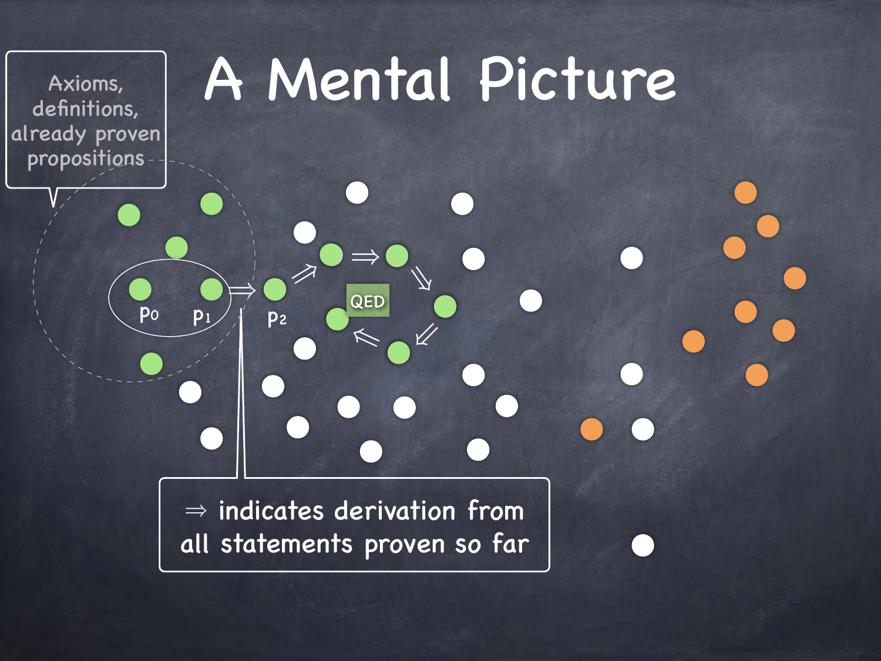# A Mental Picture

Axioms, definitions, already proven propositions

$p_0$ $p_1$ $\Rightarrow$ $p_2$

QED

$\Rightarrow$ indicates derivation from all statements proven so far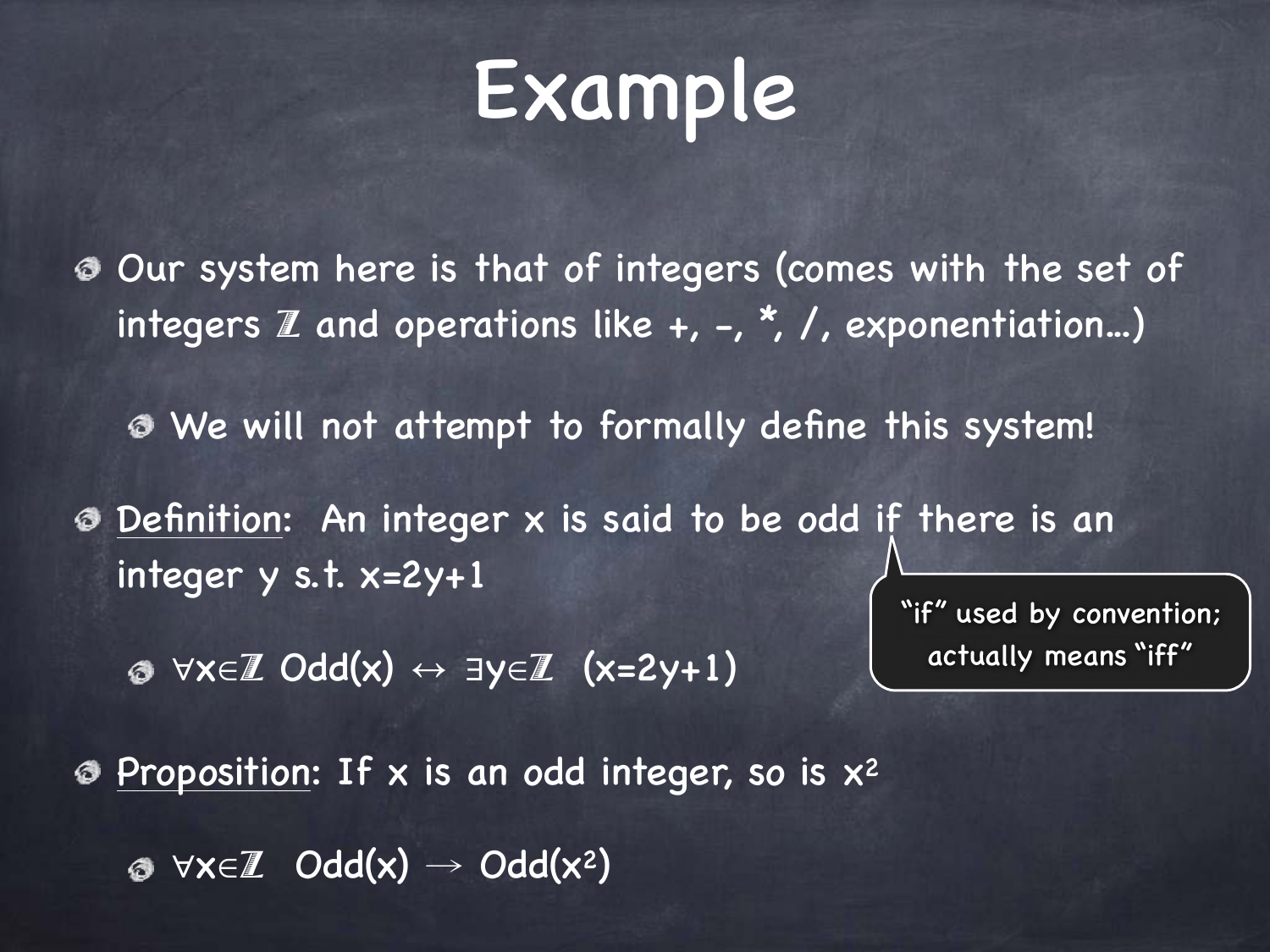# Example

- Our system here is that of integers (comes with the set of integers $\mathbb{Z}$ and operations like +, -, *, /, exponentiation…)
  - We will not attempt to formally define this system!
- Definition: An integer x is said to be odd if there is an integer y s.t. x=2y+1
  - $\forall x \in \mathbb{Z}\ \text{Odd}(x) \leftrightarrow \exists y \in \mathbb{Z}\ (x=2y+1)$

"if" used by convention; actually means "iff"

- Proposition: If x is an odd integer, so is $x^2$
  - $\forall x \in \mathbb{Z}\ \ \text{Odd}(x) \rightarrow \text{Odd}(x^2)$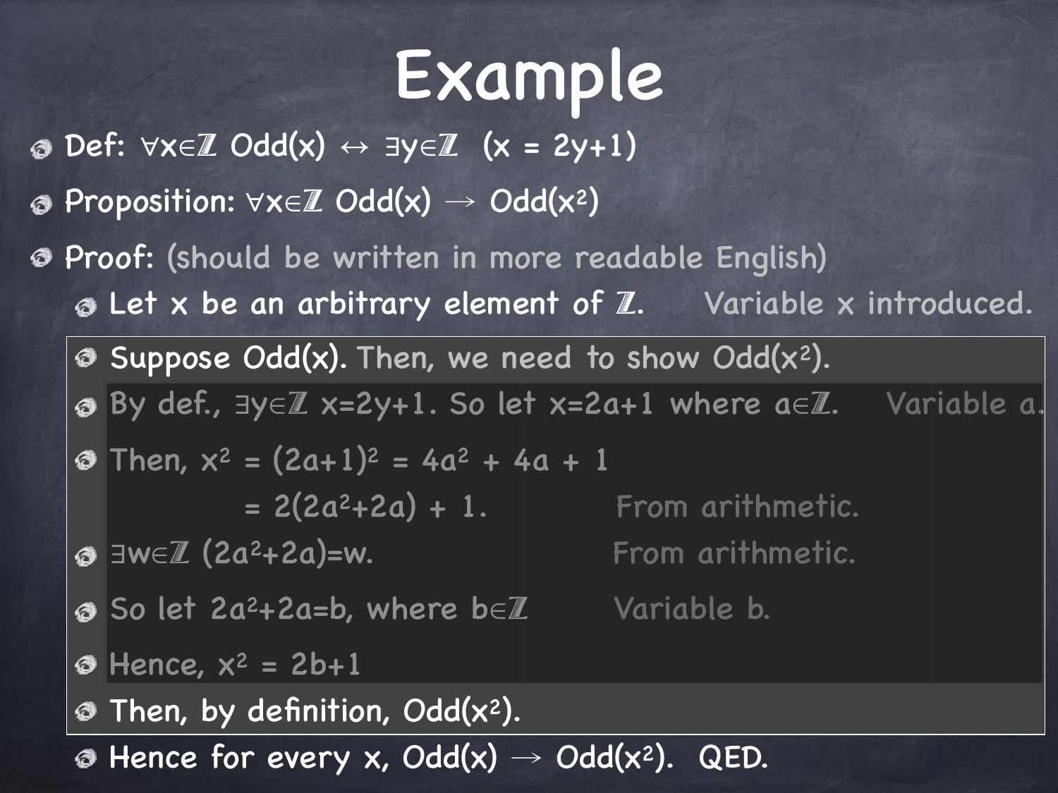# Example

- Def: $\forall x \in \mathbb{Z}$ Odd(x) $\leftrightarrow \exists y \in \mathbb{Z}$ $(x = 2y+1)$
- Proposition: $\forall x \in \mathbb{Z}$ Odd(x) $\rightarrow$ Odd($x^2$)
- Proof: (should be written in more readable English)
  - Let x be an arbitrary element of $\mathbb{Z}$. Variable x introduced.
  - Suppose Odd(x). Then, we need to show Odd($x^2$).
  - By def., $\exists y \in \mathbb{Z}$ $x=2y+1$. So let $x=2a+1$ where $a \in \mathbb{Z}$. Variable a.
  - Then, $x^2 = (2a+1)^2 = 4a^2 + 4a + 1$
    $= 2(2a^2+2a) + 1$. From arithmetic.
  - $\exists w \in \mathbb{Z}$ $(2a^2+2a)=w$. From arithmetic.
  - So let $2a^2+2a=b$, where $b \in \mathbb{Z}$ Variable b.
  - Hence, $x^2 = 2b+1$
  - Then, by definition, Odd($x^2$).
  - Hence for every x, Odd(x) $\rightarrow$ Odd($x^2$). QED.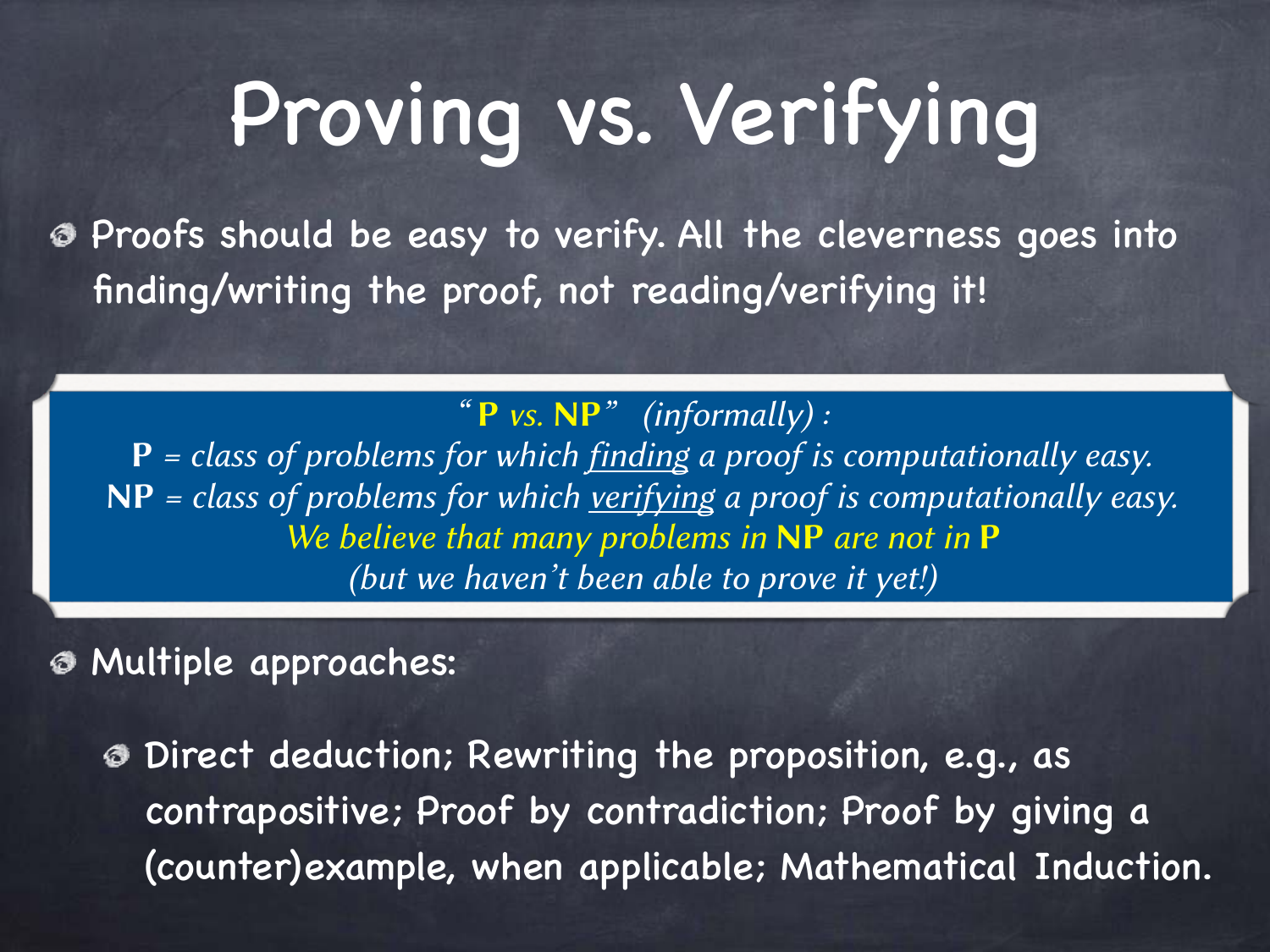# Proving vs. Verifying

- Proofs should be easy to verify. All the cleverness goes into finding/writing the proof, not reading/verifying it!

> *"**P** vs. **NP**" (informally) :*
> **P** *= class of problems for which finding a proof is computationally easy.*
> **NP** *= class of problems for which verifying a proof is computationally easy.*
> *We believe that many problems in* **NP** *are not in* **P**
> *(but we haven't been able to prove it yet!)*

- Multiple approaches:
  - Direct deduction; Rewriting the proposition, e.g., as contrapositive; Proof by contradiction; Proof by giving a (counter)example, when applicable; Mathematical Induction.